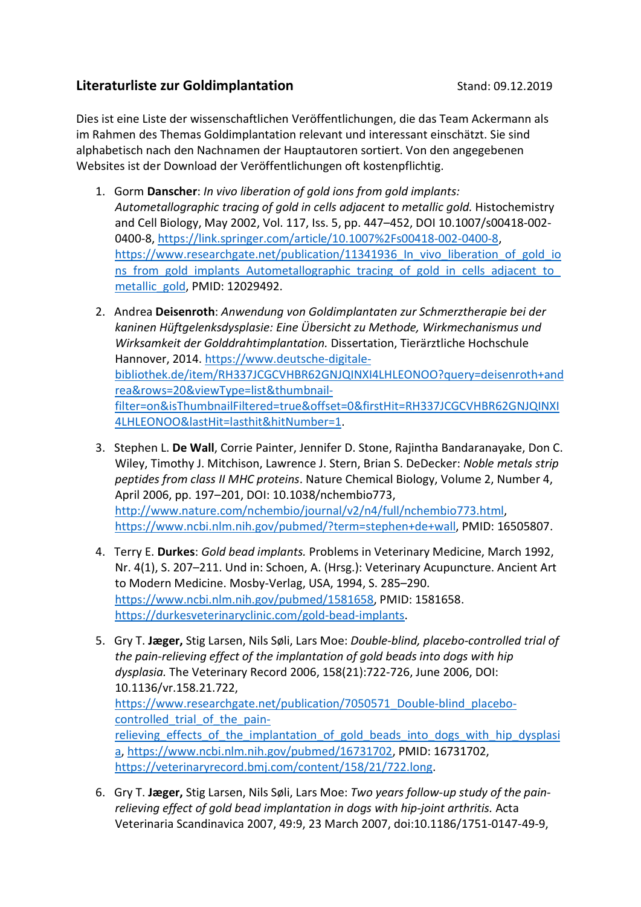## Literaturliste zur Goldimplantation

Stand: 09.12.2019

Dies ist eine Liste der wissenschaftlichen Veröffentlichungen, die das Team Ackermann als im Rahmen des Themas Goldimplantation relevant und interessant einschätzt. Sie sind alphabetisch nach den Nachnamen der Hauptautoren sortiert. Von den angegebenen Websites ist der Download der Veröffentlichungen oft kostenpflichtig.

1. Gorm **Danscher**: *In vivo liberation of gold ions from gold implants: Autometallographic tracing of gold in cells adjacent to metallic gold.* Histochemistry and Cell Biology, May 2002, Vol. 117, Iss. 5, pp. 447–452, DOI 10.1007/s00418-002-0400-8, https://link.springer.com/article/10.1007%2Fs00418-002-0400-8, https://www.researchgate.net/publication/11341936_In_vivo_liberation_of_gold_ions_from_gold_implants_Autometallographic_tracing_of_gold_in_cells_adjacent_to_metallic_gold, PMID: 12029492.

2. Andrea **Deisenroth**: *Anwendung von Goldimplantaten zur Schmerztherapie bei der kaninen Hüftgelenksdysplasie: Eine Übersicht zu Methode, Wirkmechanismus und Wirksamkeit der Golddrahtimplantation.* Dissertation, Tierärztliche Hochschule Hannover, 2014. https://www.deutsche-digitale-bibliothek.de/item/RH337JCGCVHBR62GNJQINXI4LHLEONOO?query=deisenroth+andrea&rows=20&viewType=list&thumbnail-filter=on&isThumbnailFiltered=true&offset=0&firstHit=RH337JCGCVHBR62GNJQINXI4LHLEONOO&lastHit=lasthit&hitNumber=1.

3. Stephen L. **De Wall**, Corrie Painter, Jennifer D. Stone, Rajintha Bandaranayake, Don C. Wiley, Timothy J. Mitchison, Lawrence J. Stern, Brian S. DeDecker: *Noble metals strip peptides from class II MHC proteins*. Nature Chemical Biology, Volume 2, Number 4, April 2006, pp. 197–201, DOI: 10.1038/nchembio773, http://www.nature.com/nchembio/journal/v2/n4/full/nchembio773.html, https://www.ncbi.nlm.nih.gov/pubmed/?term=stephen+de+wall, PMID: 16505807.

4. Terry E. **Durkes**: *Gold bead implants.* Problems in Veterinary Medicine, March 1992, Nr. 4(1), S. 207–211. Und in: Schoen, A. (Hrsg.): Veterinary Acupuncture. Ancient Art to Modern Medicine. Mosby-Verlag, USA, 1994, S. 285–290. https://www.ncbi.nlm.nih.gov/pubmed/1581658, PMID: 1581658. https://durkesveterinaryclinic.com/gold-bead-implants.

5. Gry T. **Jæger,** Stig Larsen, Nils Søli, Lars Moe: *Double-blind, placebo-controlled trial of the pain-relieving effect of the implantation of gold beads into dogs with hip dysplasia.* The Veterinary Record 2006, 158(21):722-726, June 2006, DOI: 10.1136/vr.158.21.722, https://www.researchgate.net/publication/7050571_Double-blind_placebo-controlled_trial_of_the_pain-relieving_effects_of_the_implantation_of_gold_beads_into_dogs_with_hip_dysplasia, https://www.ncbi.nlm.nih.gov/pubmed/16731702, PMID: 16731702, https://veterinaryrecord.bmj.com/content/158/21/722.long.

6. Gry T. **Jæger,** Stig Larsen, Nils Søli, Lars Moe: *Two years follow-up study of the pain-relieving effect of gold bead implantation in dogs with hip-joint arthritis.* Acta Veterinaria Scandinavica 2007, 49:9, 23 March 2007, doi:10.1186/1751-0147-49-9,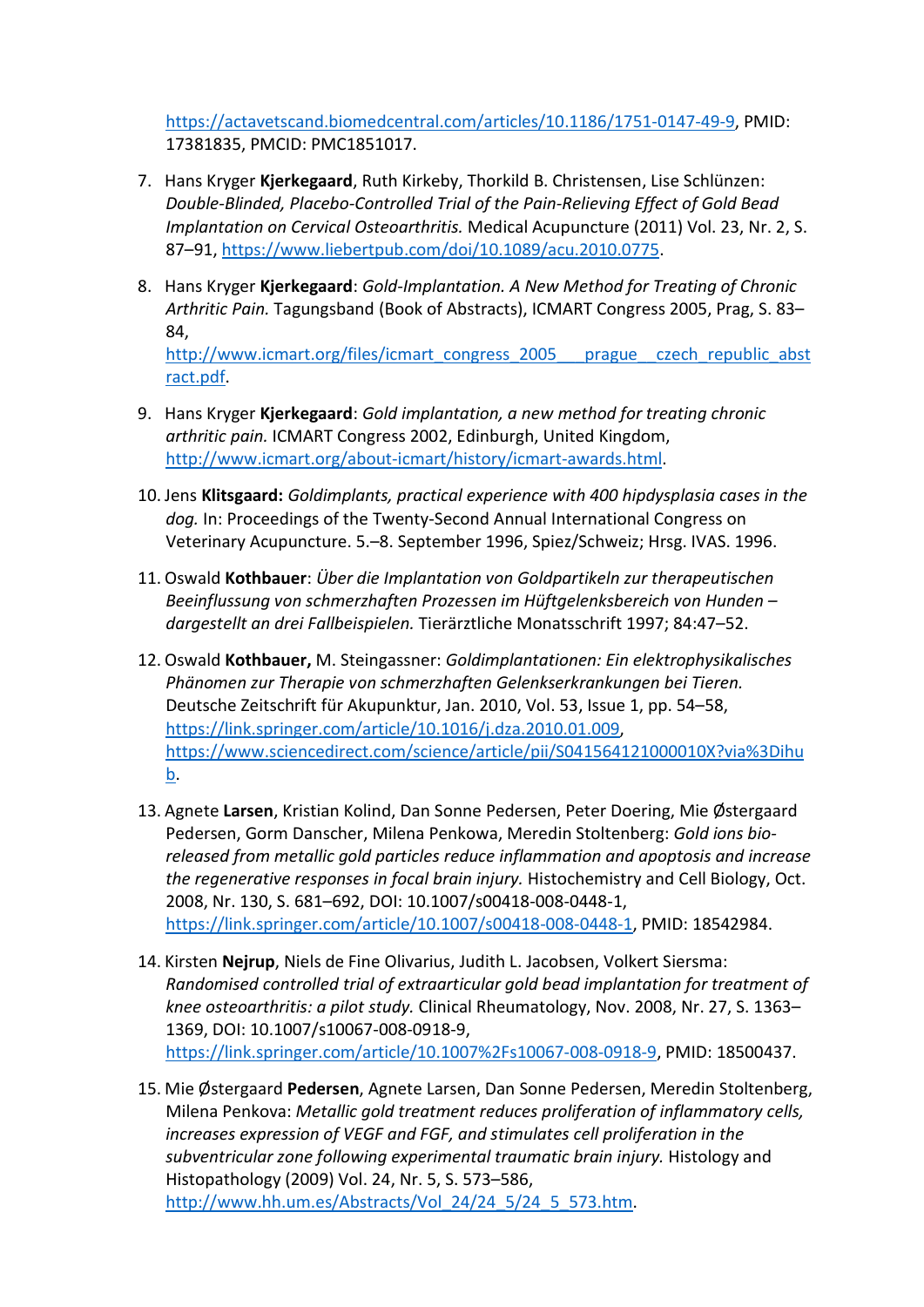https://actavetscand.biomedcentral.com/articles/10.1186/1751-0147-49-9, PMID: 17381835, PMCID: PMC1851017.

7. Hans Kryger **Kjerkegaard**, Ruth Kirkeby, Thorkild B. Christensen, Lise Schlünzen: *Double-Blinded, Placebo-Controlled Trial of the Pain-Relieving Effect of Gold Bead Implantation on Cervical Osteoarthritis.* Medical Acupuncture (2011) Vol. 23, Nr. 2, S. 87–91, https://www.liebertpub.com/doi/10.1089/acu.2010.0775.

8. Hans Kryger **Kjerkegaard**: *Gold-Implantation. A New Method for Treating of Chronic Arthritic Pain.* Tagungsband (Book of Abstracts), ICMART Congress 2005, Prag, S. 83–84, http://www.icmart.org/files/icmart_congress_2005___prague__czech_republic_abstract.pdf.

9. Hans Kryger **Kjerkegaard**: *Gold implantation, a new method for treating chronic arthritic pain.* ICMART Congress 2002, Edinburgh, United Kingdom, http://www.icmart.org/about-icmart/history/icmart-awards.html.

10. Jens **Klitsgaard:** *Goldimplants, practical experience with 400 hipdysplasia cases in the dog.* In: Proceedings of the Twenty-Second Annual International Congress on Veterinary Acupuncture. 5.–8. September 1996, Spiez/Schweiz; Hrsg. IVAS. 1996.

11. Oswald **Kothbauer**: *Über die Implantation von Goldpartikeln zur therapeutischen Beeinflussung von schmerzhaften Prozessen im Hüftgelenksbereich von Hunden – dargestellt an drei Fallbeispielen.* Tierärztliche Monatsschrift 1997; 84:47–52.

12. Oswald **Kothbauer,** M. Steingassner: *Goldimplantationen: Ein elektrophysikalisches Phänomen zur Therapie von schmerzhaften Gelenkserkrankungen bei Tieren.* Deutsche Zeitschrift für Akupunktur, Jan. 2010, Vol. 53, Issue 1, pp. 54–58, https://link.springer.com/article/10.1016/j.dza.2010.01.009, https://www.sciencedirect.com/science/article/pii/S041564121000010X?via%3Dihub.

13. Agnete **Larsen**, Kristian Kolind, Dan Sonne Pedersen, Peter Doering, Mie Østergaard Pedersen, Gorm Danscher, Milena Penkowa, Meredin Stoltenberg: *Gold ions bio-released from metallic gold particles reduce inflammation and apoptosis and increase the regenerative responses in focal brain injury.* Histochemistry and Cell Biology, Oct. 2008, Nr. 130, S. 681–692, DOI: 10.1007/s00418-008-0448-1, https://link.springer.com/article/10.1007/s00418-008-0448-1, PMID: 18542984.

14. Kirsten **Nejrup**, Niels de Fine Olivarius, Judith L. Jacobsen, Volkert Siersma: *Randomised controlled trial of extraarticular gold bead implantation for treatment of knee osteoarthritis: a pilot study.* Clinical Rheumatology, Nov. 2008, Nr. 27, S. 1363–1369, DOI: 10.1007/s10067-008-0918-9, https://link.springer.com/article/10.1007%2Fs10067-008-0918-9, PMID: 18500437.

15. Mie Østergaard **Pedersen**, Agnete Larsen, Dan Sonne Pedersen, Meredin Stoltenberg, Milena Penkova: *Metallic gold treatment reduces proliferation of inflammatory cells, increases expression of VEGF and FGF, and stimulates cell proliferation in the subventricular zone following experimental traumatic brain injury.* Histology and Histopathology (2009) Vol. 24, Nr. 5, S. 573–586, http://www.hh.um.es/Abstracts/Vol_24/24_5/24_5_573.htm.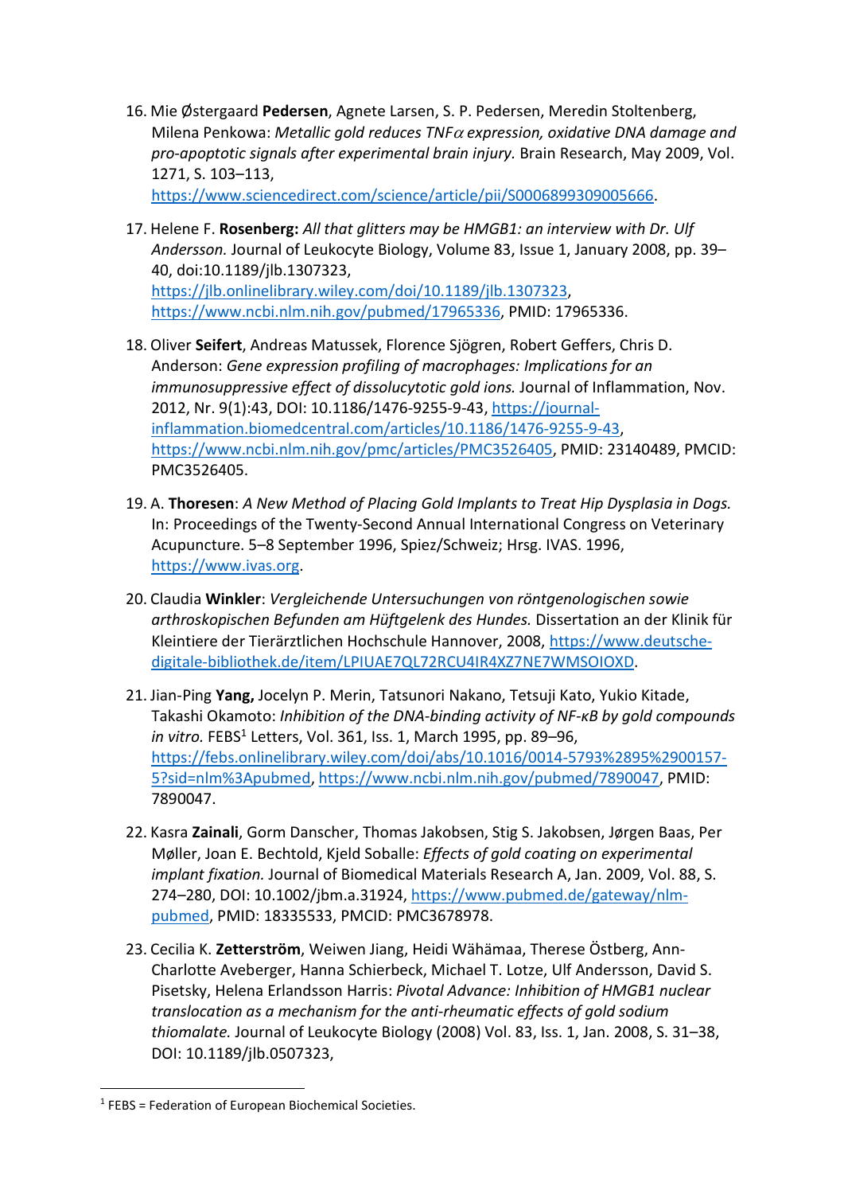16. Mie Østergaard **Pedersen**, Agnete Larsen, S. P. Pedersen, Meredin Stoltenberg, Milena Penkowa: *Metallic gold reduces TNFα expression, oxidative DNA damage and pro-apoptotic signals after experimental brain injury.* Brain Research, May 2009, Vol. 1271, S. 103–113, https://www.sciencedirect.com/science/article/pii/S0006899309005666.

17. Helene F. **Rosenberg:** *All that glitters may be HMGB1: an interview with Dr. Ulf Andersson.* Journal of Leukocyte Biology, Volume 83, Issue 1, January 2008, pp. 39–40, doi:10.1189/jlb.1307323, https://jlb.onlinelibrary.wiley.com/doi/10.1189/jlb.1307323, https://www.ncbi.nlm.nih.gov/pubmed/17965336, PMID: 17965336.

18. Oliver **Seifert**, Andreas Matussek, Florence Sjögren, Robert Geffers, Chris D. Anderson: *Gene expression profiling of macrophages: Implications for an immunosuppressive effect of dissolucytotic gold ions.* Journal of Inflammation, Nov. 2012, Nr. 9(1):43, DOI: 10.1186/1476-9255-9-43, https://journal-inflammation.biomedcentral.com/articles/10.1186/1476-9255-9-43, https://www.ncbi.nlm.nih.gov/pmc/articles/PMC3526405, PMID: 23140489, PMCID: PMC3526405.

19. A. **Thoresen**: *A New Method of Placing Gold Implants to Treat Hip Dysplasia in Dogs.* In: Proceedings of the Twenty-Second Annual International Congress on Veterinary Acupuncture. 5–8 September 1996, Spiez/Schweiz; Hrsg. IVAS. 1996, https://www.ivas.org.

20. Claudia **Winkler**: *Vergleichende Untersuchungen von röntgenologischen sowie arthroskopischen Befunden am Hüftgelenk des Hundes.* Dissertation an der Klinik für Kleintiere der Tierärztlichen Hochschule Hannover, 2008, https://www.deutsche-digitale-bibliothek.de/item/LPIUAE7QL72RCU4IR4XZ7NE7WMSOIOXD.

21. Jian-Ping **Yang,** Jocelyn P. Merin, Tatsunori Nakano, Tetsuji Kato, Yukio Kitade, Takashi Okamoto: *Inhibition of the DNA-binding activity of NF-κB by gold compounds in vitro.* FEBS[1] Letters, Vol. 361, Iss. 1, March 1995, pp. 89–96, https://febs.onlinelibrary.wiley.com/doi/abs/10.1016/0014-5793%2895%2900157-5?sid=nlm%3Apubmed, https://www.ncbi.nlm.nih.gov/pubmed/7890047, PMID: 7890047.

22. Kasra **Zainali**, Gorm Danscher, Thomas Jakobsen, Stig S. Jakobsen, Jørgen Baas, Per Møller, Joan E. Bechtold, Kjeld Soballe: *Effects of gold coating on experimental implant fixation.* Journal of Biomedical Materials Research A, Jan. 2009, Vol. 88, S. 274–280, DOI: 10.1002/jbm.a.31924, https://www.pubmed.de/gateway/nlm-pubmed, PMID: 18335533, PMCID: PMC3678978.

23. Cecilia K. **Zetterström**, Weiwen Jiang, Heidi Wähämaa, Therese Östberg, Ann-Charlotte Aveberger, Hanna Schierbeck, Michael T. Lotze, Ulf Andersson, David S. Pisetsky, Helena Erlandsson Harris: *Pivotal Advance: Inhibition of HMGB1 nuclear translocation as a mechanism for the anti-rheumatic effects of gold sodium thiomalate.* Journal of Leukocyte Biology (2008) Vol. 83, Iss. 1, Jan. 2008, S. 31–38, DOI: 10.1189/jlb.0507323,

[1] FEBS = Federation of European Biochemical Societies.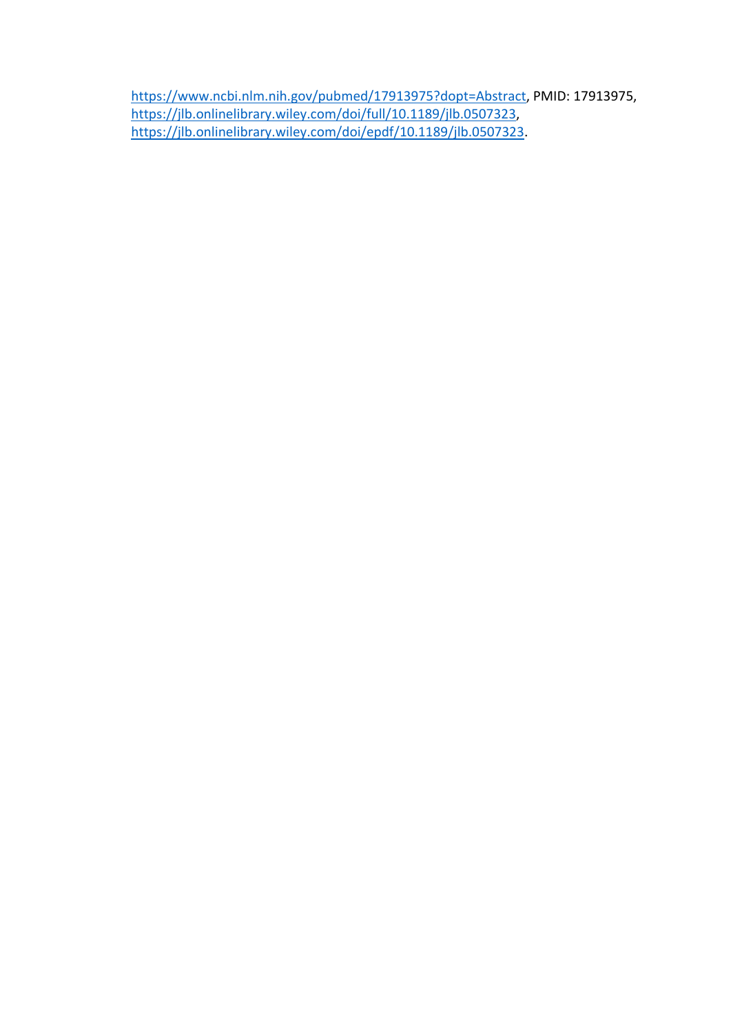https://www.ncbi.nlm.nih.gov/pubmed/17913975?dopt=Abstract, PMID: 17913975, https://jlb.onlinelibrary.wiley.com/doi/full/10.1189/jlb.0507323, https://jlb.onlinelibrary.wiley.com/doi/epdf/10.1189/jlb.0507323.